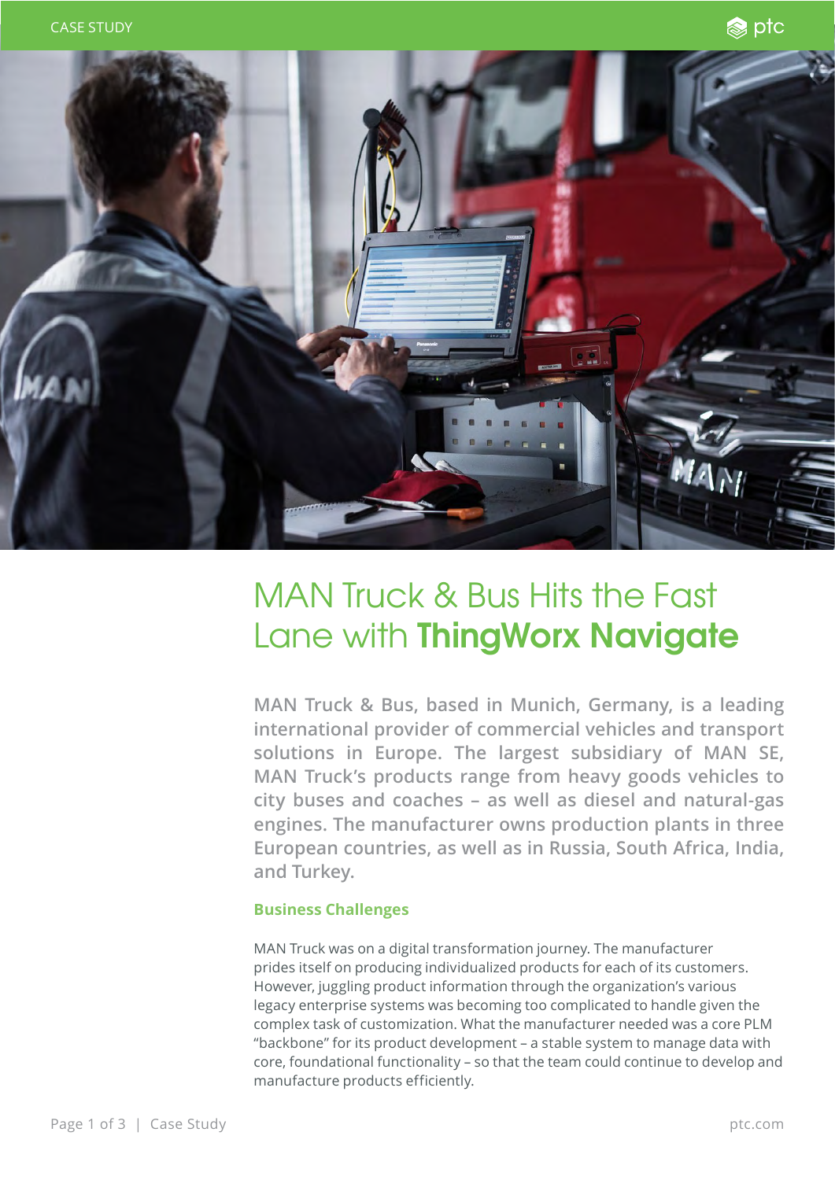CASE STUDY

# MAN Truck & Bus Hits the Fast Lane with **ThingWorx Navigate**

MAN Truck & Bus, based in Munich, Germany, is a leading international provider of commercial vehicles and transport solutions in Europe. The largest subsidiary of MAN SE, MAN Truck's products range from heavy goods vehicles to city buses and coaches – as well as diesel and natural-gas engines. The manufacturer owns production plants in three European countries, as well as in Russia, South Africa, India, and Turkey.

## Business Challenges

MAN Truck was on a digital transformation journey. The manufacturer prides itself on producing individualized products for each of its customers. However, juggling product information through the organization's various legacy enterprise systems was becoming too complicated to handle given the complex task of customization. What the manufacturer needed was a core PLM "backbone" for its product development – a stable system to manage data with core, foundational functionality – so that the team could continue to develop and manufacture products efficiently.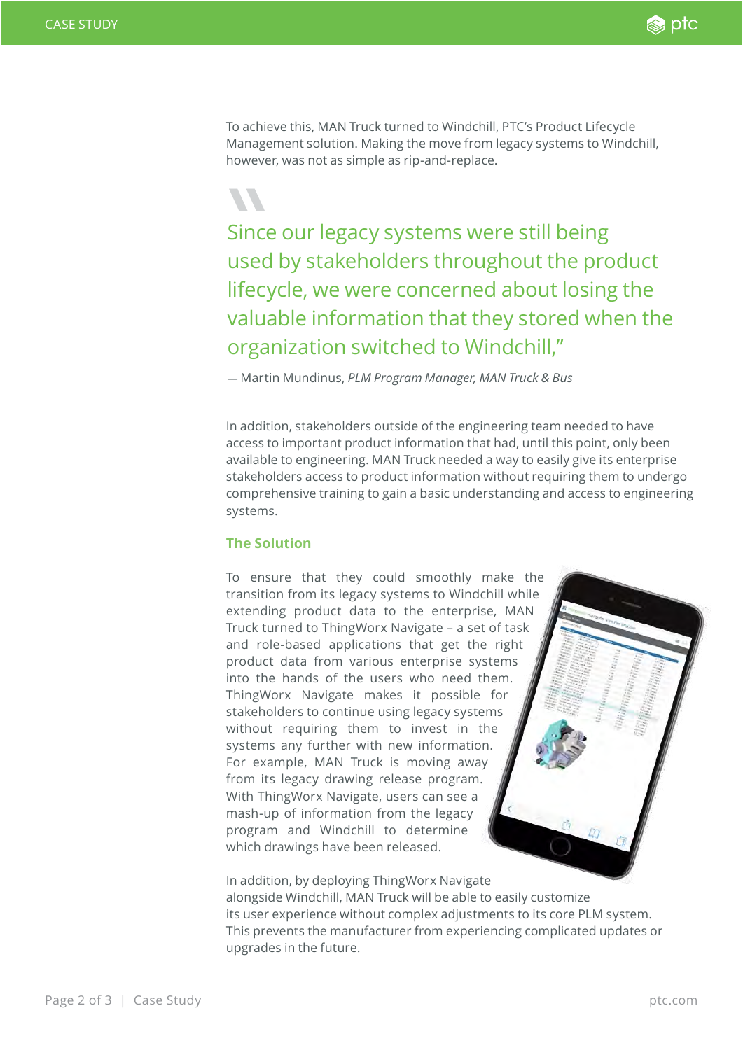To achieve this, MAN Truck turned to Windchill, PTC's Product Lifecycle Management solution. Making the move from legacy systems to Windchill, however, was not as simple as rip-and-replace.

> Since our legacy systems were still being used by stakeholders throughout the product lifecycle, we were concerned about losing the valuable information that they stored when the organization switched to Windchill,"
>
> — Martin Mundinus, *PLM Program Manager, MAN Truck & Bus*

In addition, stakeholders outside of the engineering team needed to have access to important product information that had, until this point, only been available to engineering. MAN Truck needed a way to easily give its enterprise stakeholders access to product information without requiring them to undergo comprehensive training to gain a basic understanding and access to engineering systems.

### The Solution

To ensure that they could smoothly make the transition from its legacy systems to Windchill while extending product data to the enterprise, MAN Truck turned to ThingWorx Navigate – a set of task and role-based applications that get the right product data from various enterprise systems into the hands of the users who need them. ThingWorx Navigate makes it possible for stakeholders to continue using legacy systems without requiring them to invest in the systems any further with new information. For example, MAN Truck is moving away from its legacy drawing release program. With ThingWorx Navigate, users can see a mash-up of information from the legacy program and Windchill to determine which drawings have been released.

In addition, by deploying ThingWorx Navigate alongside Windchill, MAN Truck will be able to easily customize its user experience without complex adjustments to its core PLM system. This prevents the manufacturer from experiencing complicated updates or upgrades in the future.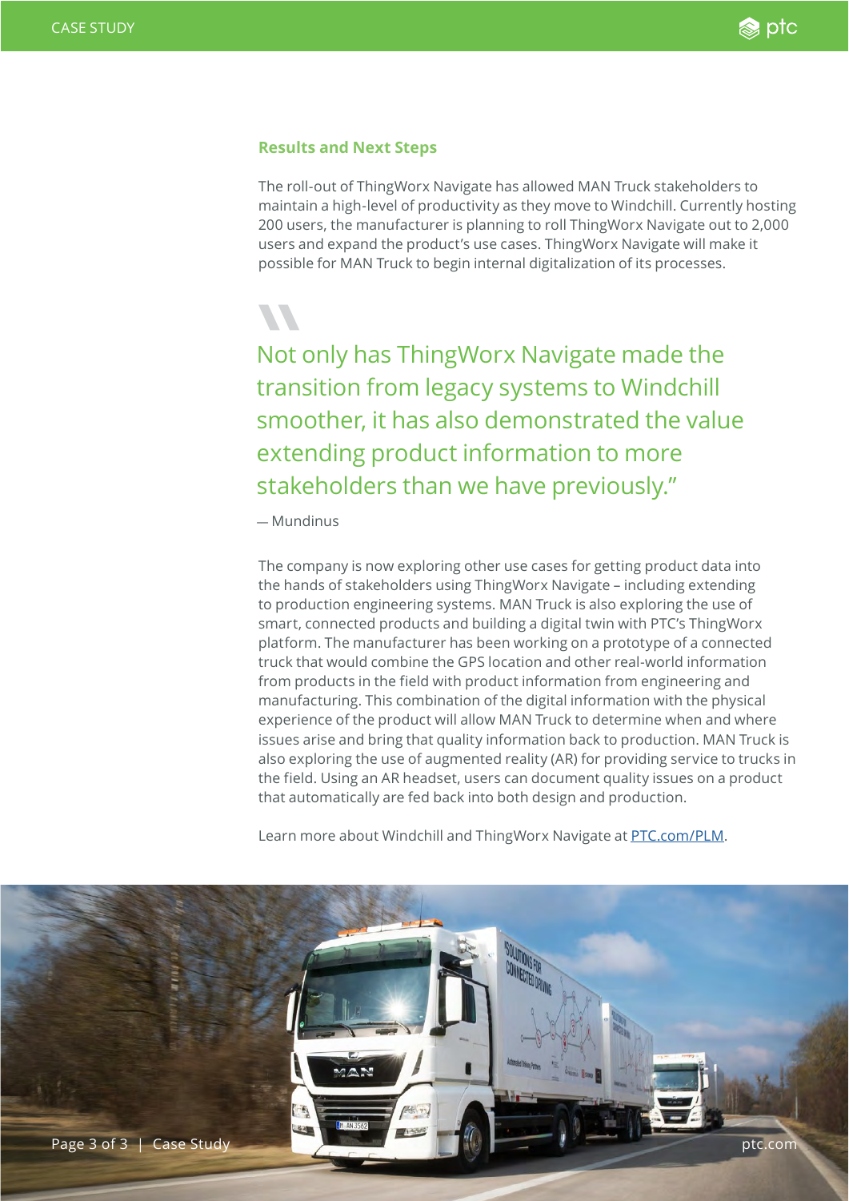## Results and Next Steps

The roll-out of ThingWorx Navigate has allowed MAN Truck stakeholders to maintain a high-level of productivity as they move to Windchill. Currently hosting 200 users, the manufacturer is planning to roll ThingWorx Navigate out to 2,000 users and expand the product's use cases. ThingWorx Navigate will make it possible for MAN Truck to begin internal digitalization of its processes.

> Not only has ThingWorx Navigate made the transition from legacy systems to Windchill smoother, it has also demonstrated the value extending product information to more stakeholders than we have previously."
>
> — Mundinus

The company is now exploring other use cases for getting product data into the hands of stakeholders using ThingWorx Navigate – including extending to production engineering systems. MAN Truck is also exploring the use of smart, connected products and building a digital twin with PTC's ThingWorx platform. The manufacturer has been working on a prototype of a connected truck that would combine the GPS location and other real-world information from products in the field with product information from engineering and manufacturing. This combination of the digital information with the physical experience of the product will allow MAN Truck to determine when and where issues arise and bring that quality information back to production. MAN Truck is also exploring the use of augmented reality (AR) for providing service to trucks in the field. Using an AR headset, users can document quality issues on a product that automatically are fed back into both design and production.

Learn more about Windchill and ThingWorx Navigate at [PTC.com/PLM](PTC.com/PLM).